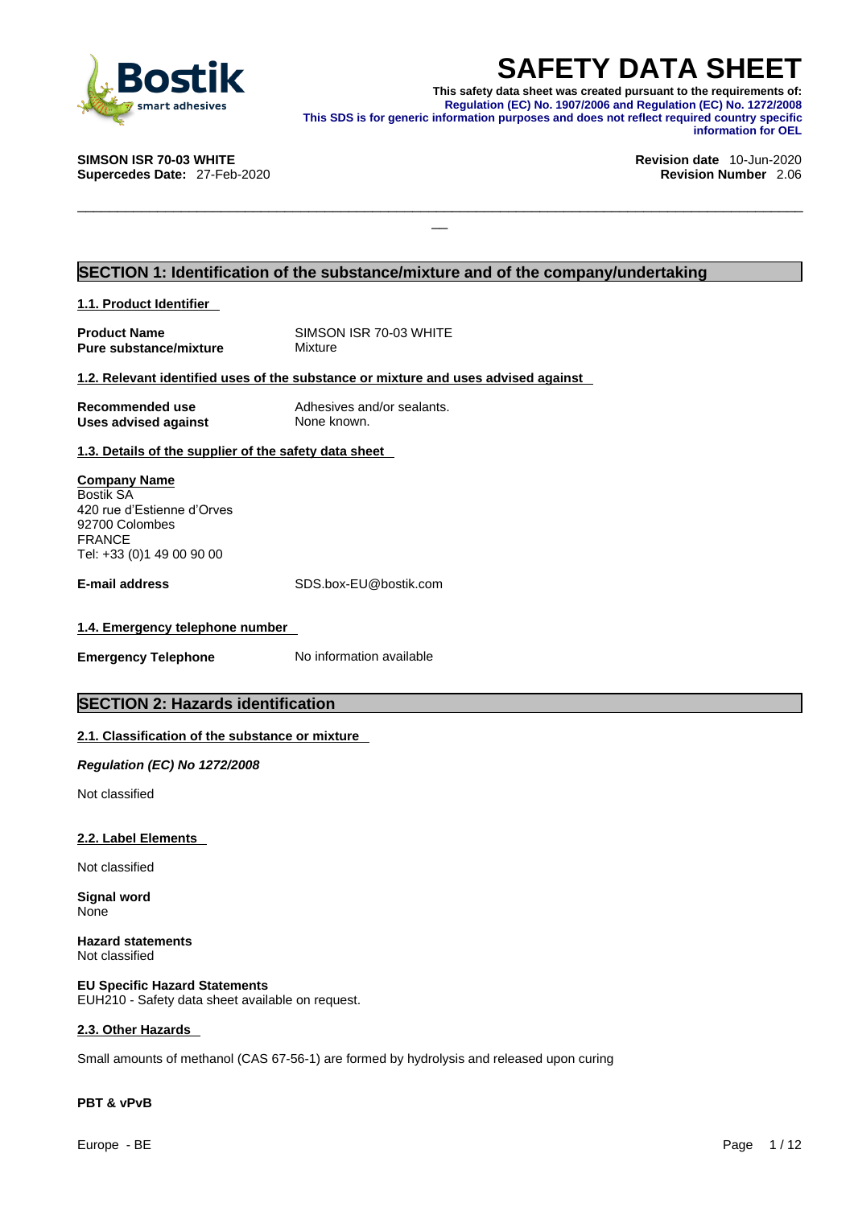# SAFETY DATA SHEET

**This safety data sheet was created pursuant to the requirements of:**
**Regulation (EC) No. 1907/2006 and Regulation (EC) No. 1272/2008**
**This SDS is for generic information purposes and does not reflect required country specific information for OEL**

**SIMSON ISR 70-03 WHITE**
**Supercedes Date:** 27-Feb-2020

**Revision date** 10-Jun-2020
**Revision Number** 2.06

## SECTION 1: Identification of the substance/mixture and of the company/undertaking

### 1.1. Product Identifier

| | |
|---|---|
| **Product Name** | SIMSON ISR 70-03 WHITE |
| **Pure substance/mixture** | Mixture |

### 1.2. Relevant identified uses of the substance or mixture and uses advised against

| | |
|---|---|
| **Recommended use** | Adhesives and/or sealants. |
| **Uses advised against** | None known. |

### 1.3. Details of the supplier of the safety data sheet

**Company Name**
Bostik SA
420 rue d'Estienne d'Orves
92700 Colombes
FRANCE
Tel: +33 (0)1 49 00 90 00

**E-mail address** SDS.box-EU@bostik.com

### 1.4. Emergency telephone number

**Emergency Telephone** No information available

## SECTION 2: Hazards identification

### 2.1. Classification of the substance or mixture

***Regulation (EC) No 1272/2008***

Not classified

### 2.2. Label Elements

Not classified

**Signal word**
None

**Hazard statements**
Not classified

**EU Specific Hazard Statements**
EUH210 - Safety data sheet available on request.

### 2.3. Other Hazards

Small amounts of methanol (CAS 67-56-1) are formed by hydrolysis and released upon curing

**PBT & vPvB**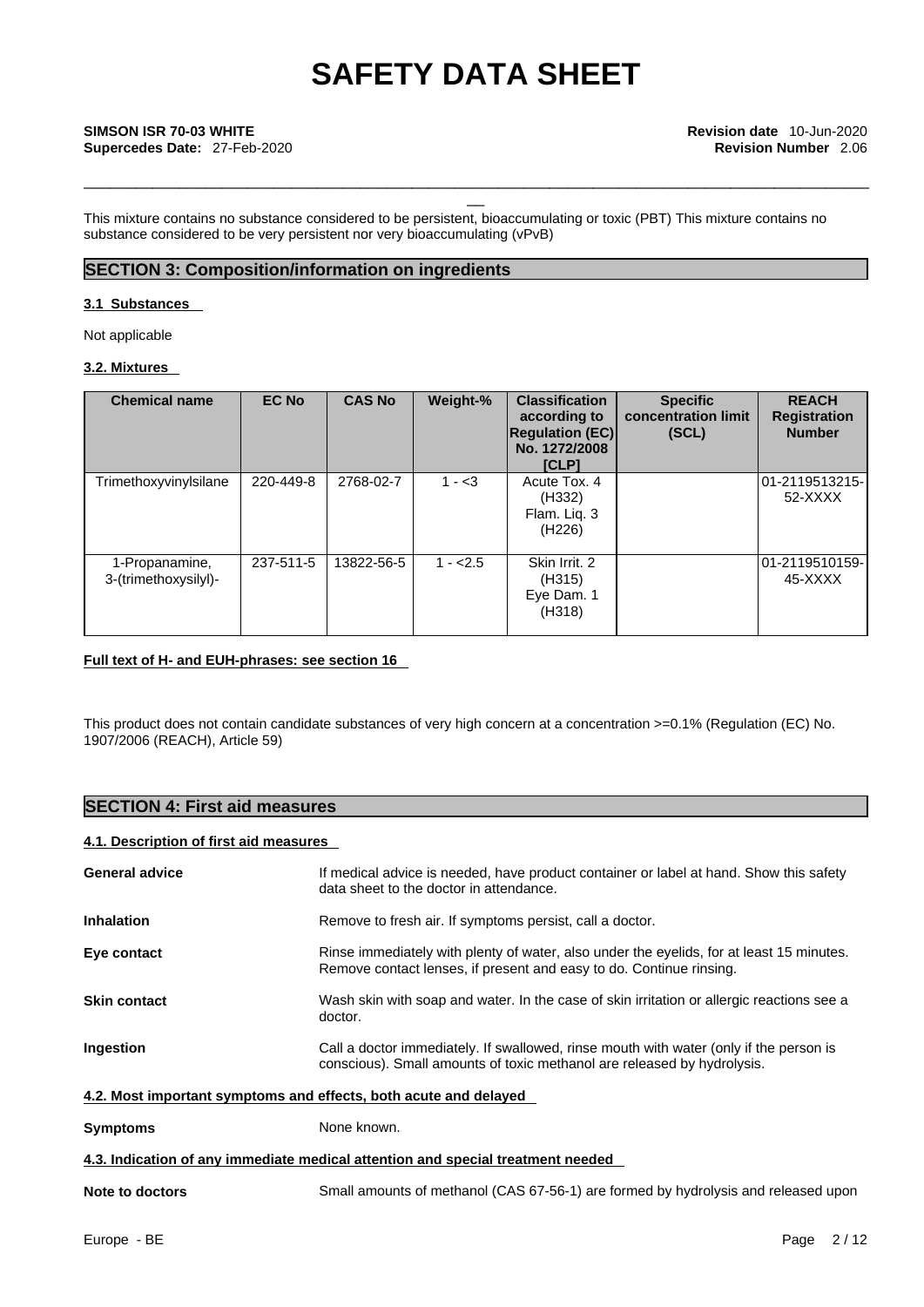This mixture contains no substance considered to be persistent, bioaccumulating or toxic (PBT) This mixture contains no substance considered to be very persistent nor very bioaccumulating (vPvB)

## SECTION 3: Composition/information on ingredients

### 3.1 Substances

Not applicable

### 3.2. Mixtures

| Chemical name | EC No | CAS No | Weight-% | Classification according to Regulation (EC) No. 1272/2008 [CLP] | Specific concentration limit (SCL) | REACH Registration Number |
|---|---|---|---|---|---|---|
| Trimethoxyvinylsilane | 220-449-8 | 2768-02-7 | 1 - <3 | Acute Tox. 4 (H332) Flam. Liq. 3 (H226) | | 01-2119513215-52-XXXX |
| 1-Propanamine, 3-(trimethoxysilyl)- | 237-511-5 | 13822-56-5 | 1 - <2.5 | Skin Irrit. 2 (H315) Eye Dam. 1 (H318) | | 01-2119510159-45-XXXX |

**Full text of H- and EUH-phrases: see section 16**

This product does not contain candidate substances of very high concern at a concentration >=0.1% (Regulation (EC) No. 1907/2006 (REACH), Article 59)

## SECTION 4: First aid measures

### 4.1. Description of first aid measures

**General advice** If medical advice is needed, have product container or label at hand. Show this safety data sheet to the doctor in attendance.

**Inhalation** Remove to fresh air. If symptoms persist, call a doctor.

**Eye contact** Rinse immediately with plenty of water, also under the eyelids, for at least 15 minutes. Remove contact lenses, if present and easy to do. Continue rinsing.

**Skin contact** Wash skin with soap and water. In the case of skin irritation or allergic reactions see a doctor.

**Ingestion** Call a doctor immediately. If swallowed, rinse mouth with water (only if the person is conscious). Small amounts of toxic methanol are released by hydrolysis.

### 4.2. Most important symptoms and effects, both acute and delayed

**Symptoms** None known.

### 4.3. Indication of any immediate medical attention and special treatment needed

**Note to doctors** Small amounts of methanol (CAS 67-56-1) are formed by hydrolysis and released upon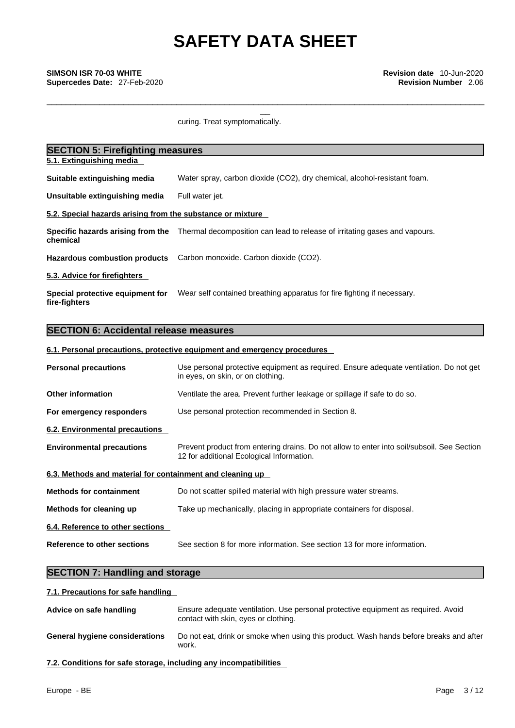curing. Treat symptomatically.

## SECTION 5: Firefighting measures

### 5.1. Extinguishing media

**Suitable extinguishing media** Water spray, carbon dioxide ($CO_2$), dry chemical, alcohol-resistant foam.

**Unsuitable extinguishing media** Full water jet.

### 5.2. Special hazards arising from the substance or mixture

**Specific hazards arising from the chemical** Thermal decomposition can lead to release of irritating gases and vapours.

**Hazardous combustion products** Carbon monoxide. Carbon dioxide ($CO_2$).

### 5.3. Advice for firefighters

**Special protective equipment for fire-fighters** Wear self contained breathing apparatus for fire fighting if necessary.

## SECTION 6: Accidental release measures

### 6.1. Personal precautions, protective equipment and emergency procedures

**Personal precautions** Use personal protective equipment as required. Ensure adequate ventilation. Do not get in eyes, on skin, or on clothing.

**Other information** Ventilate the area. Prevent further leakage or spillage if safe to do so.

**For emergency responders** Use personal protection recommended in Section 8.

### 6.2. Environmental precautions

**Environmental precautions** Prevent product from entering drains. Do not allow to enter into soil/subsoil. See Section 12 for additional Ecological Information.

### 6.3. Methods and material for containment and cleaning up

**Methods for containment** Do not scatter spilled material with high pressure water streams.

**Methods for cleaning up** Take up mechanically, placing in appropriate containers for disposal.

### 6.4. Reference to other sections

**Reference to other sections** See section 8 for more information. See section 13 for more information.

## SECTION 7: Handling and storage

### 7.1. Precautions for safe handling

**Advice on safe handling** Ensure adequate ventilation. Use personal protective equipment as required. Avoid contact with skin, eyes or clothing.

**General hygiene considerations** Do not eat, drink or smoke when using this product. Wash hands before breaks and after work.

### 7.2. Conditions for safe storage, including any incompatibilities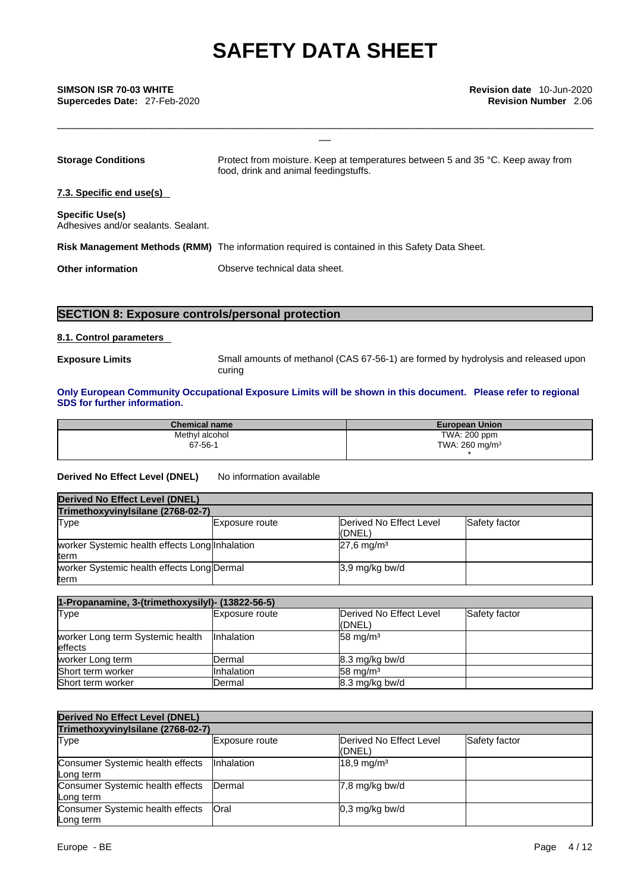**Storage Conditions** Protect from moisture. Keep at temperatures between 5 and 35 °C. Keep away from food, drink and animal feedingstuffs.

**7.3. Specific end use(s)**

**Specific Use(s)**
Adhesives and/or sealants. Sealant.

**Risk Management Methods (RMM)** The information required is contained in this Safety Data Sheet.

**Other information** Observe technical data sheet.

## SECTION 8: Exposure controls/personal protection

**8.1. Control parameters**

**Exposure Limits** Small amounts of methanol (CAS 67-56-1) are formed by hydrolysis and released upon curing

**Only European Community Occupational Exposure Limits will be shown in this document. Please refer to regional SDS for further information.**

| Chemical name | European Union |
|---|---|
| Methyl alcohol<br>67-56-1 | TWA: 200 ppm<br>TWA: 260 mg/m³<br>* |

**Derived No Effect Level (DNEL)** No information available

| Derived No Effect Level (DNEL) | | | |
|---|---|---|---|
| **Trimethoxyvinylsilane (2768-02-7)** | | | |
| Type | Exposure route | Derived No Effect Level (DNEL) | Safety factor |
| worker Systemic health effects Long term | Inhalation | 27,6 mg/m³ | |
| worker Systemic health effects Long term | Dermal | 3,9 mg/kg bw/d | |

| 1-Propanamine, 3-(trimethoxysilyl)- (13822-56-5) | | | |
|---|---|---|---|
| Type | Exposure route | Derived No Effect Level (DNEL) | Safety factor |
| worker Long term Systemic health effects | Inhalation | 58 mg/m³ | |
| worker Long term | Dermal | 8.3 mg/kg bw/d | |
| Short term worker | Inhalation | 58 mg/m³ | |
| Short term worker | Dermal | 8.3 mg/kg bw/d | |

| Derived No Effect Level (DNEL) | | | |
|---|---|---|---|
| **Trimethoxyvinylsilane (2768-02-7)** | | | |
| Type | Exposure route | Derived No Effect Level (DNEL) | Safety factor |
| Consumer Systemic health effects Long term | Inhalation | 18,9 mg/m³ | |
| Consumer Systemic health effects Long term | Dermal | 7,8 mg/kg bw/d | |
| Consumer Systemic health effects Long term | Oral | 0,3 mg/kg bw/d | |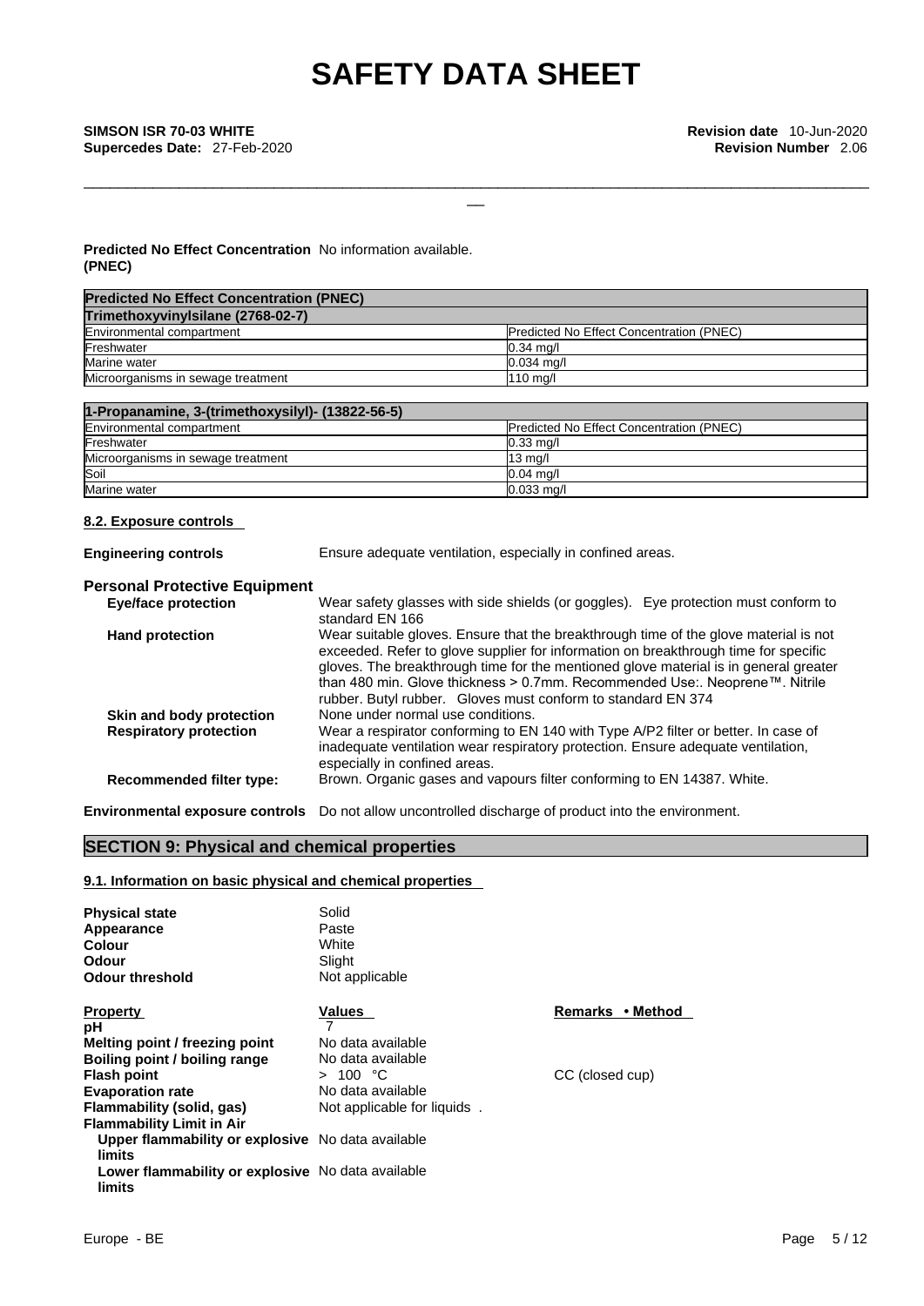**Predicted No Effect Concentration (PNEC)** No information available.

| Predicted No Effect Concentration (PNEC) | |
|---|---|
| **Trimethoxyvinylsilane (2768-02-7)** | |
| Environmental compartment | Predicted No Effect Concentration (PNEC) |
| Freshwater | 0.34 mg/l |
| Marine water | 0.034 mg/l |
| Microorganisms in sewage treatment | 110 mg/l |

| 1-Propanamine, 3-(trimethoxysilyl)- (13822-56-5) | |
|---|---|
| Environmental compartment | Predicted No Effect Concentration (PNEC) |
| Freshwater | 0.33 mg/l |
| Microorganisms in sewage treatment | 13 mg/l |
| Soil | 0.04 mg/l |
| Marine water | 0.033 mg/l |

### 8.2. Exposure controls

**Engineering controls** Ensure adequate ventilation, especially in confined areas.

**Personal Protective Equipment**

- **Eye/face protection** Wear safety glasses with side shields (or goggles). Eye protection must conform to standard EN 166
- **Hand protection** Wear suitable gloves. Ensure that the breakthrough time of the glove material is not exceeded. Refer to glove supplier for information on breakthrough time for specific gloves. The breakthrough time for the mentioned glove material is in general greater than 480 min. Glove thickness > 0.7mm. Recommended Use:. Neoprene™. Nitrile rubber. Butyl rubber. Gloves must conform to standard EN 374
- **Skin and body protection** None under normal use conditions.
- **Respiratory protection** Wear a respirator conforming to EN 140 with Type A/P2 filter or better. In case of inadequate ventilation wear respiratory protection. Ensure adequate ventilation, especially in confined areas.
- **Recommended filter type:** Brown. Organic gases and vapours filter conforming to EN 14387. White.

**Environmental exposure controls** Do not allow uncontrolled discharge of product into the environment.

## SECTION 9: Physical and chemical properties

### 9.1. Information on basic physical and chemical properties

| | |
|---|---|
| **Physical state** | Solid |
| **Appearance** | Paste |
| **Colour** | White |
| **Odour** | Slight |
| **Odour threshold** | Not applicable |

| Property | Values | Remarks • Method |
|---|---|---|
| **pH** | 7 | |
| **Melting point / freezing point** | No data available | |
| **Boiling point / boiling range** | No data available | |
| **Flash point** | > 100 °C | CC (closed cup) |
| **Evaporation rate** | No data available | |
| **Flammability (solid, gas)** | Not applicable for liquids . | |
| **Flammability Limit in Air** | | |
| **Upper flammability or explosive limits** | No data available | |
| **Lower flammability or explosive limits** | No data available | |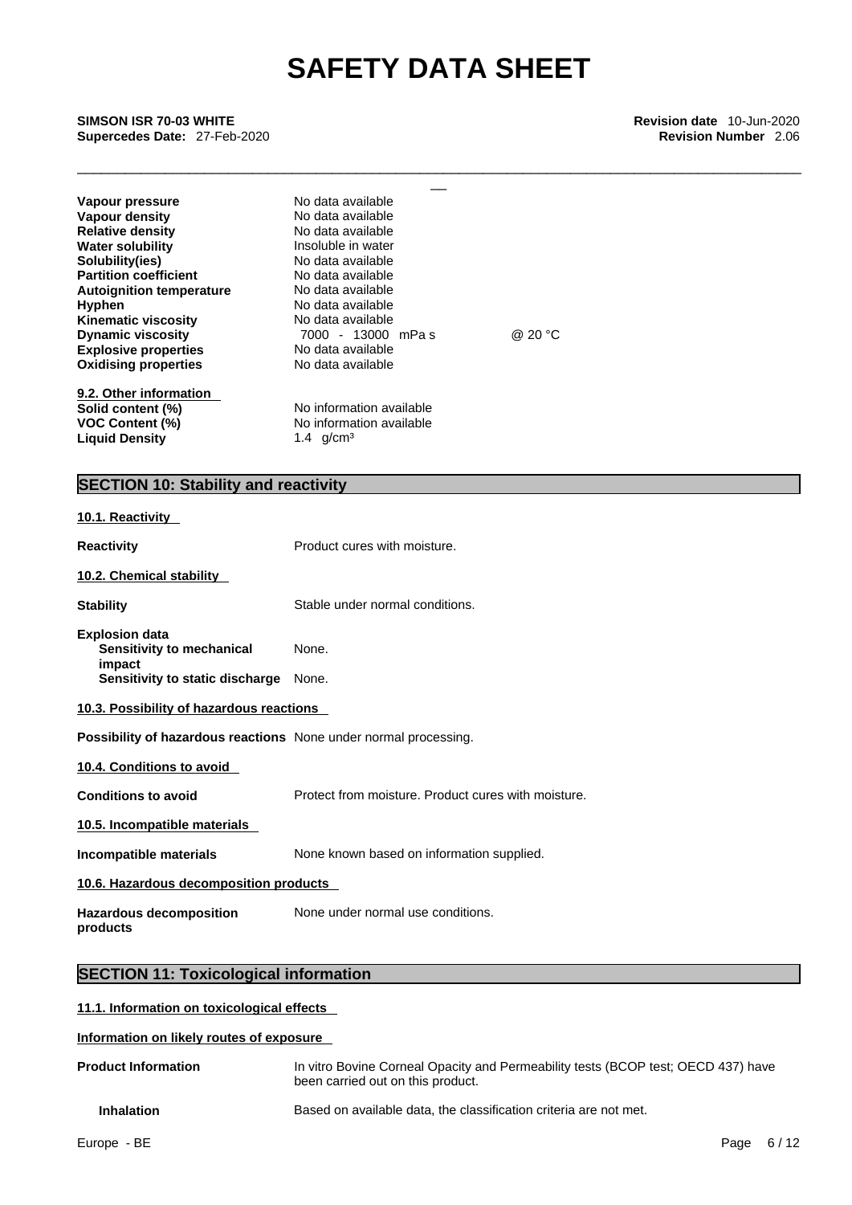| | | |
|---|---|---|
| **Vapour pressure** | No data available | |
| **Vapour density** | No data available | |
| **Relative density** | No data available | |
| **Water solubility** | Insoluble in water | |
| **Solubility(ies)** | No data available | |
| **Partition coefficient** | No data available | |
| **Autoignition temperature** | No data available | |
| **Hyphen** | No data available | |
| **Kinematic viscosity** | No data available | |
| **Dynamic viscosity** | 7000 - 13000 mPa s | @ 20 °C |
| **Explosive properties** | No data available | |
| **Oxidising properties** | No data available | |

**9.2. Other information**

| | |
|---|---|
| **Solid content (%)** | No information available |
| **VOC Content (%)** | No information available |
| **Liquid Density** | 1.4 g/cm³ |

## SECTION 10: Stability and reactivity

**10.1. Reactivity**

**Reactivity** Product cures with moisture.

**10.2. Chemical stability**

**Stability** Stable under normal conditions.

**Explosion data**
**Sensitivity to mechanical impact** None.
**Sensitivity to static discharge** None.

**10.3. Possibility of hazardous reactions**

**Possibility of hazardous reactions** None under normal processing.

**10.4. Conditions to avoid**

**Conditions to avoid** Protect from moisture. Product cures with moisture.

**10.5. Incompatible materials**

**Incompatible materials** None known based on information supplied.

**10.6. Hazardous decomposition products**

**Hazardous decomposition products** None under normal use conditions.

## SECTION 11: Toxicological information

**11.1. Information on toxicological effects**

**Information on likely routes of exposure**

**Product Information** In vitro Bovine Corneal Opacity and Permeability tests (BCOP test; OECD 437) have been carried out on this product.

**Inhalation** Based on available data, the classification criteria are not met.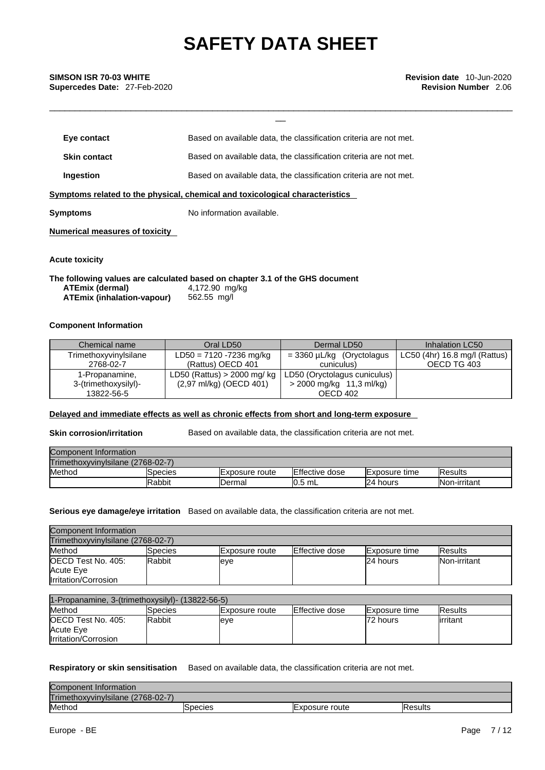| | |
|---|---|
| **Eye contact** | Based on available data, the classification criteria are not met. |
| **Skin contact** | Based on available data, the classification criteria are not met. |
| **Ingestion** | Based on available data, the classification criteria are not met. |

**Symptoms related to the physical, chemical and toxicological characteristics**

**Symptoms** No information available.

**Numerical measures of toxicity**

**Acute toxicity**

**The following values are calculated based on chapter 3.1 of the GHS document**

**ATEmix (dermal)** 4,172.90 mg/kg
**ATEmix (inhalation-vapour)** 562.55 mg/l

**Component Information**

| Chemical name | Oral LD50 | Dermal LD50 | Inhalation LC50 |
|---|---|---|---|
| Trimethoxyvinylsilane 2768-02-7 | LD50 = 7120 -7236 mg/kg (Rattus) OECD 401 | = 3360 µL/kg (Oryctolagus cuniculus) | LC50 (4hr) 16.8 mg/l (Rattus) OECD TG 403 |
| 1-Propanamine, 3-(trimethoxysilyl)- 13822-56-5 | LD50 (Rattus) > 2000 mg/ kg (2,97 ml/kg) (OECD 401) | LD50 (Oryctolagus cuniculus) > 2000 mg/kg 11,3 ml/kg) OECD 402 | |

**Delayed and immediate effects as well as chronic effects from short and long-term exposure**

**Skin corrosion/irritation** Based on available data, the classification criteria are not met.

| Component Information | | | | | |
|---|---|---|---|---|---|
| Trimethoxyvinylsilane (2768-02-7) | | | | | |
| Method | Species | Exposure route | Effective dose | Exposure time | Results |
| | Rabbit | Dermal | 0.5 mL | 24 hours | Non-irritant |

**Serious eye damage/eye irritation** Based on available data, the classification criteria are not met.

| Component Information | | | | | |
|---|---|---|---|---|---|
| Trimethoxyvinylsilane (2768-02-7) | | | | | |
| Method | Species | Exposure route | Effective dose | Exposure time | Results |
| OECD Test No. 405: Acute Eye Irritation/Corrosion | Rabbit | eye | | 24 hours | Non-irritant |

| 1-Propanamine, 3-(trimethoxysilyl)- (13822-56-5) | | | | | |
|---|---|---|---|---|---|
| Method | Species | Exposure route | Effective dose | Exposure time | Results |
| OECD Test No. 405: Acute Eye Irritation/Corrosion | Rabbit | eye | | 72 hours | irritant |

**Respiratory or skin sensitisation** Based on available data, the classification criteria are not met.

| Component Information | | | |
|---|---|---|---|
| Trimethoxyvinylsilane (2768-02-7) | | | |
| Method | Species | Exposure route | Results |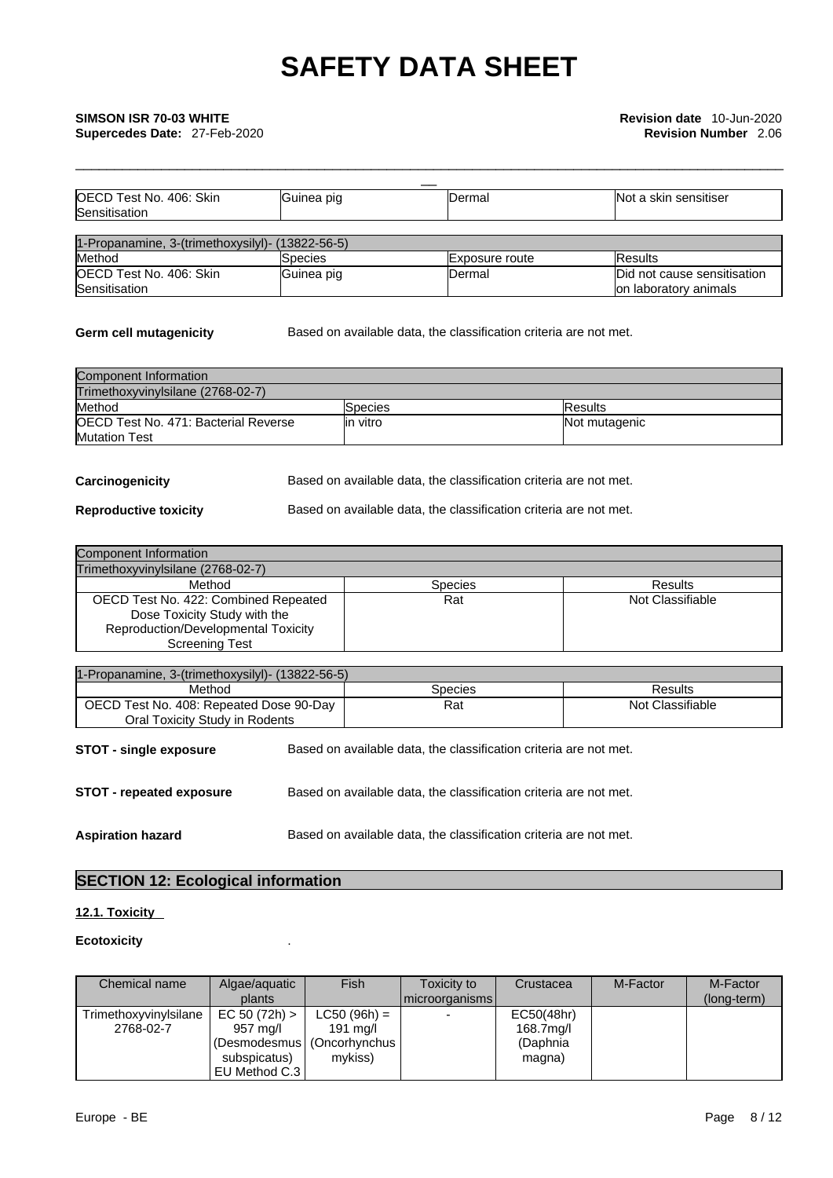| OECD Test No. 406: Skin Sensitisation | Guinea pig | Dermal | Not a skin sensitiser |
|---|---|---|---|

| 1-Propanamine, 3-(trimethoxysilyl)- (13822-56-5) | | | |
|---|---|---|---|
| Method | Species | Exposure route | Results |
| OECD Test No. 406: Skin Sensitisation | Guinea pig | Dermal | Did not cause sensitisation on laboratory animals |

**Germ cell mutagenicity** Based on available data, the classification criteria are not met.

| Component Information | | |
|---|---|---|
| Trimethoxyvinylsilane (2768-02-7) | | |
| Method | Species | Results |
| OECD Test No. 471: Bacterial Reverse Mutation Test | in vitro | Not mutagenic |

**Carcinogenicity** Based on available data, the classification criteria are not met.

**Reproductive toxicity** Based on available data, the classification criteria are not met.

| Component Information | | |
|---|---|---|
| Trimethoxyvinylsilane (2768-02-7) | | |
| Method | Species | Results |
| OECD Test No. 422: Combined Repeated Dose Toxicity Study with the Reproduction/Developmental Toxicity Screening Test | Rat | Not Classifiable |

| 1-Propanamine, 3-(trimethoxysilyl)- (13822-56-5) | | |
|---|---|---|
| Method | Species | Results |
| OECD Test No. 408: Repeated Dose 90-Day Oral Toxicity Study in Rodents | Rat | Not Classifiable |

**STOT - single exposure** Based on available data, the classification criteria are not met.

**STOT - repeated exposure** Based on available data, the classification criteria are not met.

**Aspiration hazard** Based on available data, the classification criteria are not met.

## SECTION 12: Ecological information

**12.1. Toxicity**

**Ecotoxicity** .

| Chemical name | Algae/aquatic plants | Fish | Toxicity to microorganisms | Crustacea | M-Factor | M-Factor (long-term) |
|---|---|---|---|---|---|---|
| Trimethoxyvinylsilane 2768-02-7 | EC 50 (72h) > 957 mg/l (Desmodesmus subspicatus) EU Method C.3 | LC50 (96h) = 191 mg/l (Oncorhynchus mykiss) | - | EC50(48hr) 168.7mg/l (Daphnia magna) | | |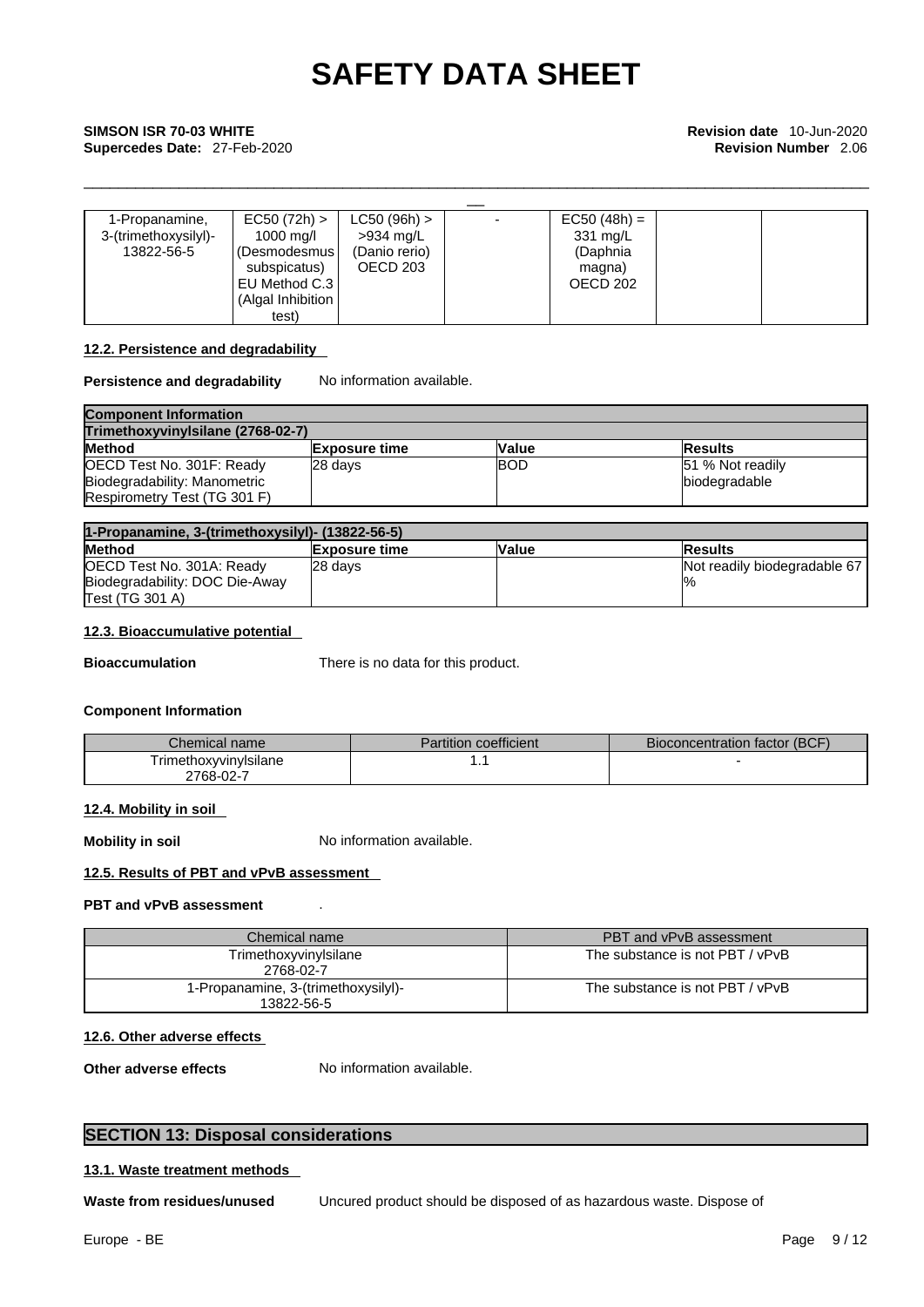| 1-Propanamine, 3-(trimethoxysilyl)- 13822-56-5 | EC50 (72h) > 1000 mg/l (Desmodesmus subspicatus) EU Method C.3 (Algal Inhibition test) | LC50 (96h) > >934 mg/L (Danio rerio) OECD 203 | - | EC50 (48h) = 331 mg/L (Daphnia magna) OECD 202 | | |
|---|---|---|---|---|---|---|

#### 12.2. Persistence and degradability

**Persistence and degradability** No information available.

| Component Information | | | |
|---|---|---|---|
| **Trimethoxyvinylsilane (2768-02-7)** | | | |
| **Method** | **Exposure time** | **Value** | **Results** |
| OECD Test No. 301F: Ready Biodegradability: Manometric Respirometry Test (TG 301 F) | 28 days | BOD | 51 % Not readily biodegradable |

| 1-Propanamine, 3-(trimethoxysilyl)- (13822-56-5) | | | |
|---|---|---|---|
| **Method** | **Exposure time** | **Value** | **Results** |
| OECD Test No. 301A: Ready Biodegradability: DOC Die-Away Test (TG 301 A) | 28 days | | Not readily biodegradable 67 % |

#### 12.3. Bioaccumulative potential

**Bioaccumulation** There is no data for this product.

**Component Information**

| Chemical name | Partition coefficient | Bioconcentration factor (BCF) |
|---|---|---|
| Trimethoxyvinylsilane 2768-02-7 | 1.1 | - |

#### 12.4. Mobility in soil

**Mobility in soil** No information available.

#### 12.5. Results of PBT and vPvB assessment

**PBT and vPvB assessment** .

| Chemical name | PBT and vPvB assessment |
|---|---|
| Trimethoxyvinylsilane 2768-02-7 | The substance is not PBT / vPvB |
| 1-Propanamine, 3-(trimethoxysilyl)- 13822-56-5 | The substance is not PBT / vPvB |

#### 12.6. Other adverse effects

**Other adverse effects** No information available.

## SECTION 13: Disposal considerations

#### 13.1. Waste treatment methods

**Waste from residues/unused** Uncured product should be disposed of as hazardous waste. Dispose of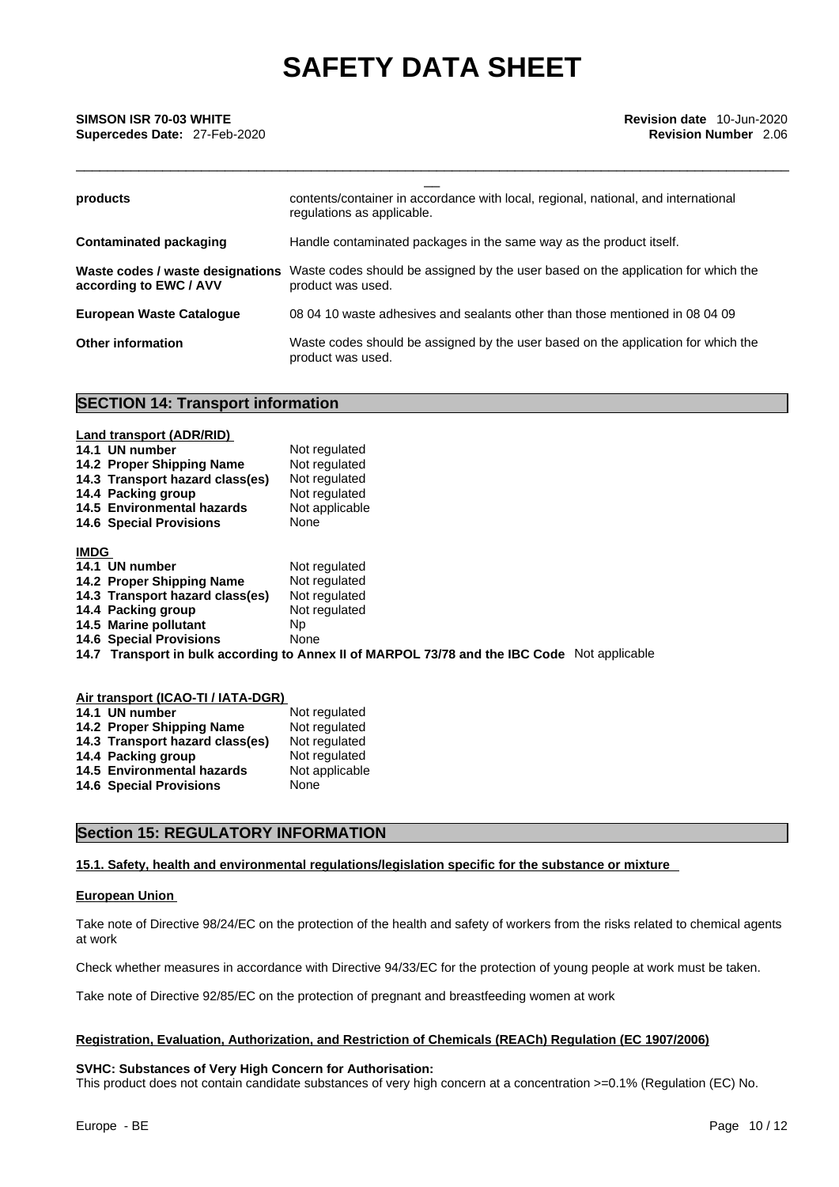| | |
|---|---|
| **products** | contents/container in accordance with local, regional, national, and international regulations as applicable. |
| **Contaminated packaging** | Handle contaminated packages in the same way as the product itself. |
| **Waste codes / waste designations according to EWC / AVV** | Waste codes should be assigned by the user based on the application for which the product was used. |
| **European Waste Catalogue** | 08 04 10 waste adhesives and sealants other than those mentioned in 08 04 09 |
| **Other information** | Waste codes should be assigned by the user based on the application for which the product was used. |

## SECTION 14: Transport information

**Land transport (ADR/RID)**

| | |
|---|---|
| **14.1 UN number** | Not regulated |
| **14.2 Proper Shipping Name** | Not regulated |
| **14.3 Transport hazard class(es)** | Not regulated |
| **14.4 Packing group** | Not regulated |
| **14.5 Environmental hazards** | Not applicable |
| **14.6 Special Provisions** | None |

**IMDG**

| | |
|---|---|
| **14.1 UN number** | Not regulated |
| **14.2 Proper Shipping Name** | Not regulated |
| **14.3 Transport hazard class(es)** | Not regulated |
| **14.4 Packing group** | Not regulated |
| **14.5 Marine pollutant** | Np |
| **14.6 Special Provisions** | None |

**14.7 Transport in bulk according to Annex II of MARPOL 73/78 and the IBC Code** Not applicable

**Air transport (ICAO-TI / IATA-DGR)**

| | |
|---|---|
| **14.1 UN number** | Not regulated |
| **14.2 Proper Shipping Name** | Not regulated |
| **14.3 Transport hazard class(es)** | Not regulated |
| **14.4 Packing group** | Not regulated |
| **14.5 Environmental hazards** | Not applicable |
| **14.6 Special Provisions** | None |

## Section 15: REGULATORY INFORMATION

**15.1. Safety, health and environmental regulations/legislation specific for the substance or mixture**

**European Union**

Take note of Directive 98/24/EC on the protection of the health and safety of workers from the risks related to chemical agents at work

Check whether measures in accordance with Directive 94/33/EC for the protection of young people at work must be taken.

Take note of Directive 92/85/EC on the protection of pregnant and breastfeeding women at work

**Registration, Evaluation, Authorization, and Restriction of Chemicals (REACh) Regulation (EC 1907/2006)**

**SVHC: Substances of Very High Concern for Authorisation:**
This product does not contain candidate substances of very high concern at a concentration >=0.1% (Regulation (EC) No.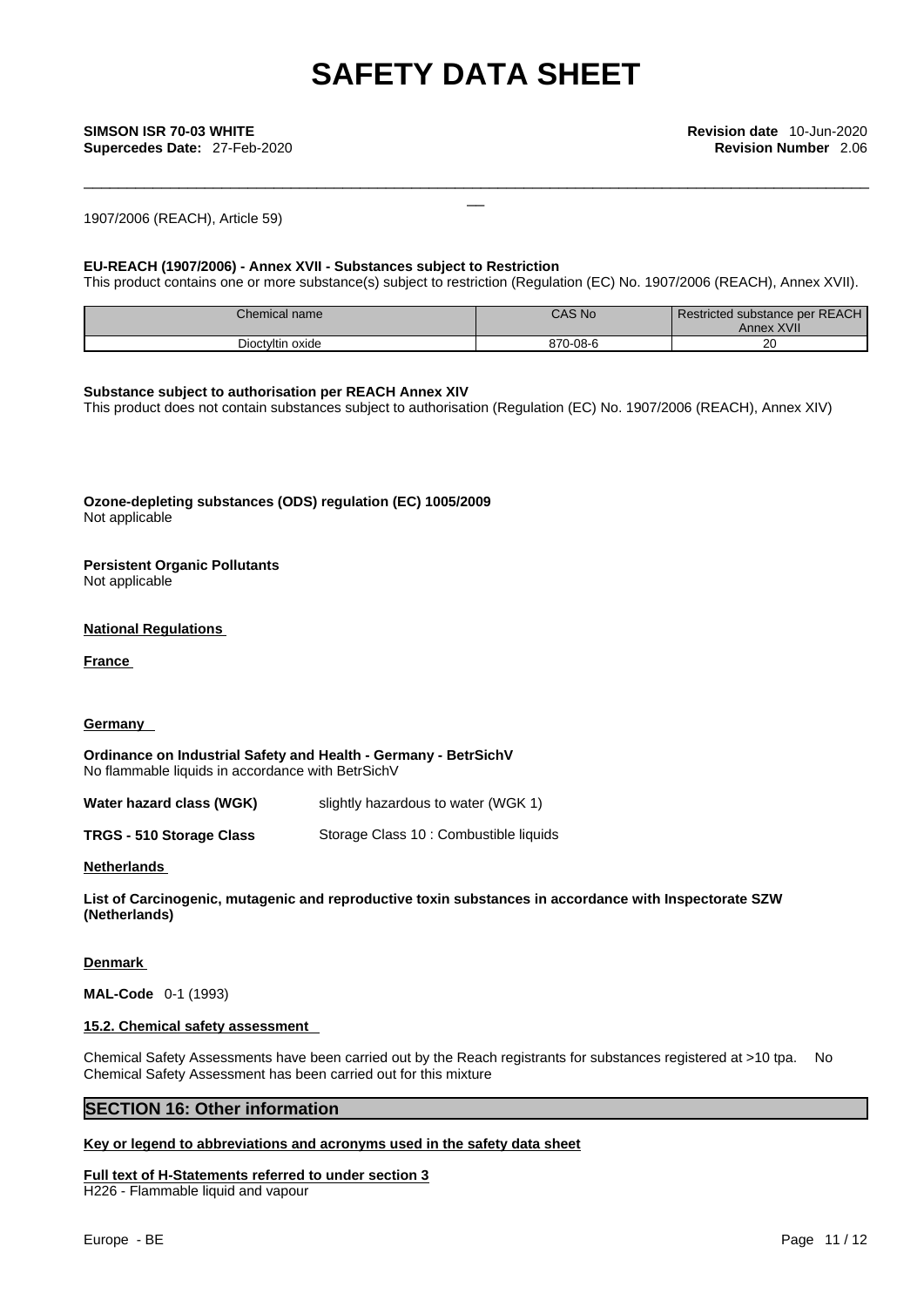1907/2006 (REACH), Article 59)

**EU-REACH (1907/2006) - Annex XVII - Substances subject to Restriction**
This product contains one or more substance(s) subject to restriction (Regulation (EC) No. 1907/2006 (REACH), Annex XVII).

| Chemical name | CAS No | Restricted substance per REACH Annex XVII |
|---|---|---|
| Dioctyltin oxide | 870-08-6 | 20 |

**Substance subject to authorisation per REACH Annex XIV**
This product does not contain substances subject to authorisation (Regulation (EC) No. 1907/2006 (REACH), Annex XIV)

**Ozone-depleting substances (ODS) regulation (EC) 1005/2009**
Not applicable

**Persistent Organic Pollutants**
Not applicable

**National Regulations**

**France**

**Germany**

**Ordinance on Industrial Safety and Health - Germany - BetrSichV**
No flammable liquids in accordance with BetrSichV

**Water hazard class (WGK)** slightly hazardous to water (WGK 1)

**TRGS - 510 Storage Class** Storage Class 10 : Combustible liquids

**Netherlands**

**List of Carcinogenic, mutagenic and reproductive toxin substances in accordance with Inspectorate SZW (Netherlands)**

**Denmark**

**MAL-Code** 0-1 (1993)

**15.2. Chemical safety assessment**

Chemical Safety Assessments have been carried out by the Reach registrants for substances registered at >10 tpa. No Chemical Safety Assessment has been carried out for this mixture

## SECTION 16: Other information

**Key or legend to abbreviations and acronyms used in the safety data sheet**

**Full text of H-Statements referred to under section 3**
H226 - Flammable liquid and vapour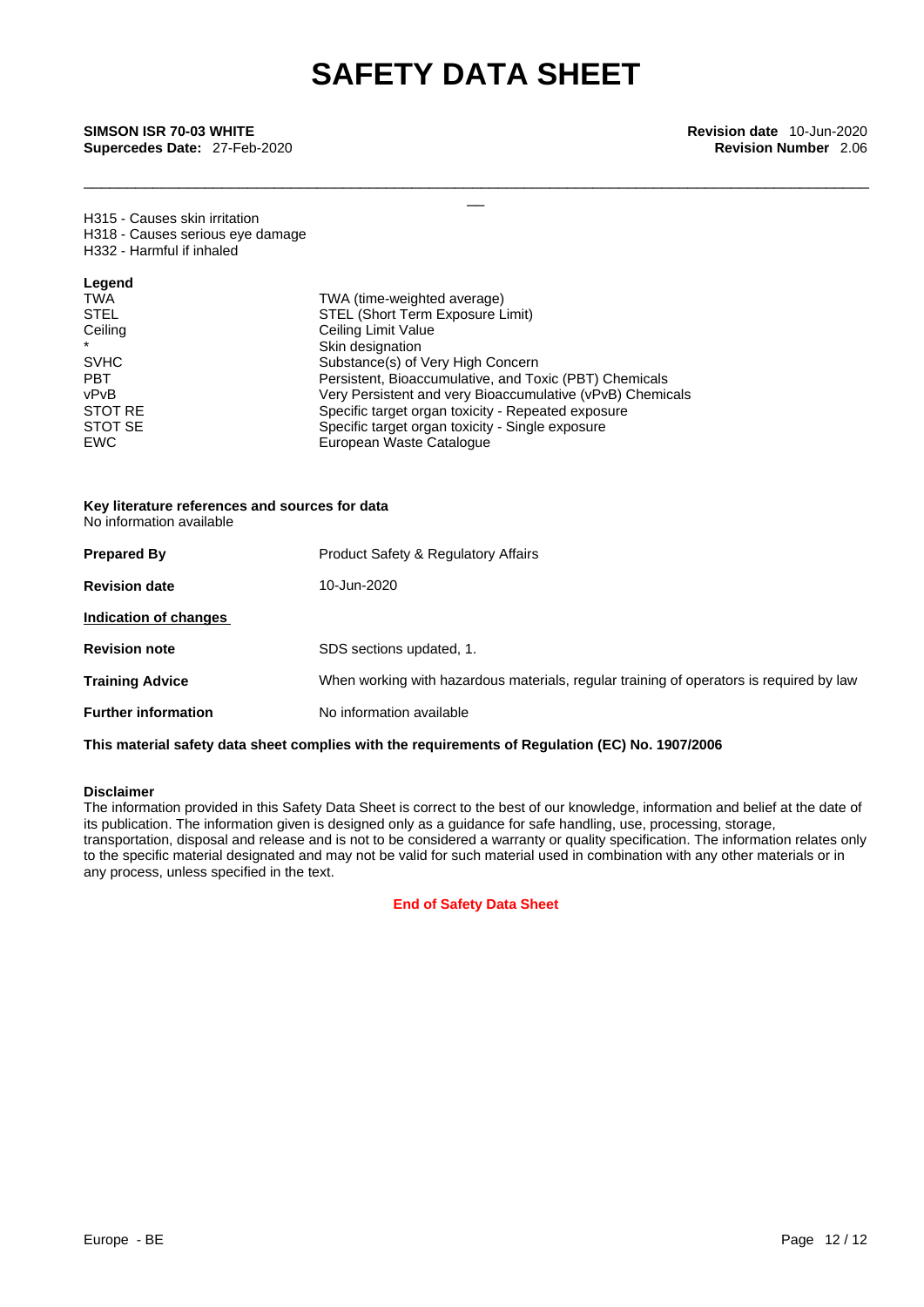H315 - Causes skin irritation
H318 - Causes serious eye damage
H332 - Harmful if inhaled

**Legend**

| | |
|---|---|
| TWA | TWA (time-weighted average) |
| STEL | STEL (Short Term Exposure Limit) |
| Ceiling | Ceiling Limit Value |
| * | Skin designation |
| SVHC | Substance(s) of Very High Concern |
| PBT | Persistent, Bioaccumulative, and Toxic (PBT) Chemicals |
| vPvB | Very Persistent and very Bioaccumulative (vPvB) Chemicals |
| STOT RE | Specific target organ toxicity - Repeated exposure |
| STOT SE | Specific target organ toxicity - Single exposure |
| EWC | European Waste Catalogue |

**Key literature references and sources for data**
No information available

**Prepared By** Product Safety & Regulatory Affairs

**Revision date** 10-Jun-2020

**Indication of changes**

**Revision note** SDS sections updated, 1.

**Training Advice** When working with hazardous materials, regular training of operators is required by law

**Further information** No information available

**This material safety data sheet complies with the requirements of Regulation (EC) No. 1907/2006**

**Disclaimer**
The information provided in this Safety Data Sheet is correct to the best of our knowledge, information and belief at the date of its publication. The information given is designed only as a guidance for safe handling, use, processing, storage, transportation, disposal and release and is not to be considered a warranty or quality specification. The information relates only to the specific material designated and may not be valid for such material used in combination with any other materials or in any process, unless specified in the text.

**End of Safety Data Sheet**